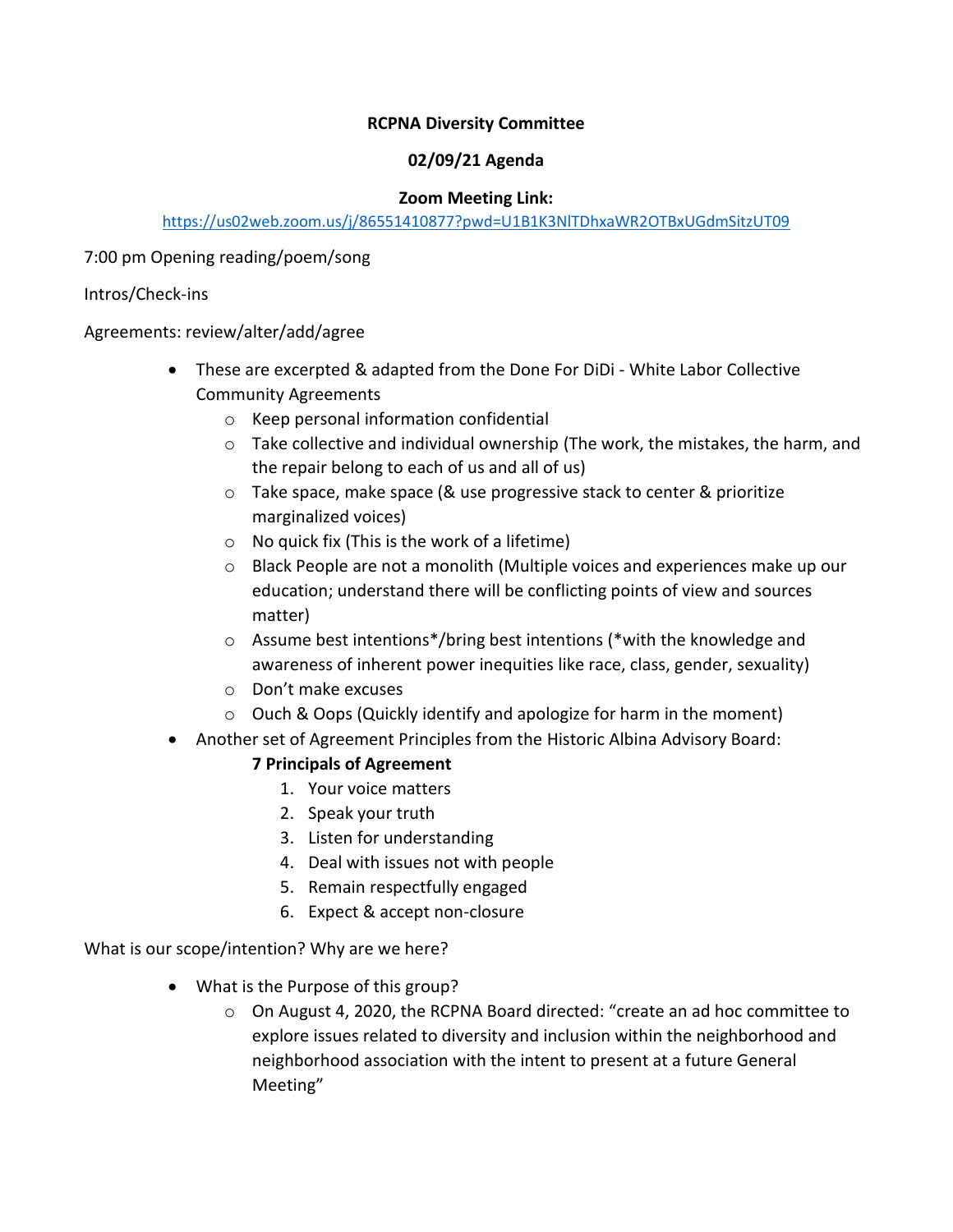**RCPNA Diversity Committee**

**02/09/21 Agenda**

**Zoom Meeting Link:**

https://us02web.zoom.us/j/86551410877?pwd=U1B1K3NlTDhxaWR2OTBxUGdmSitzUT09

7:00 pm Opening reading/poem/song

Intros/Check-ins

Agreements: review/alter/add/agree

- These are excerpted & adapted from the Done For DiDi - White Labor Collective Community Agreements
  - Keep personal information confidential
  - Take collective and individual ownership (The work, the mistakes, the harm, and the repair belong to each of us and all of us)
  - Take space, make space (& use progressive stack to center & prioritize marginalized voices)
  - No quick fix (This is the work of a lifetime)
  - Black People are not a monolith (Multiple voices and experiences make up our education; understand there will be conflicting points of view and sources matter)
  - Assume best intentions*/bring best intentions (*with the knowledge and awareness of inherent power inequities like race, class, gender, sexuality)
  - Don't make excuses
  - Ouch & Oops (Quickly identify and apologize for harm in the moment)
- Another set of Agreement Principles from the Historic Albina Advisory Board:

  **7 Principals of Agreement**

  1. Your voice matters
  2. Speak your truth
  3. Listen for understanding
  4. Deal with issues not with people
  5. Remain respectfully engaged
  6. Expect & accept non-closure

What is our scope/intention? Why are we here?

- What is the Purpose of this group?
  - On August 4, 2020, the RCPNA Board directed: "create an ad hoc committee to explore issues related to diversity and inclusion within the neighborhood and neighborhood association with the intent to present at a future General Meeting"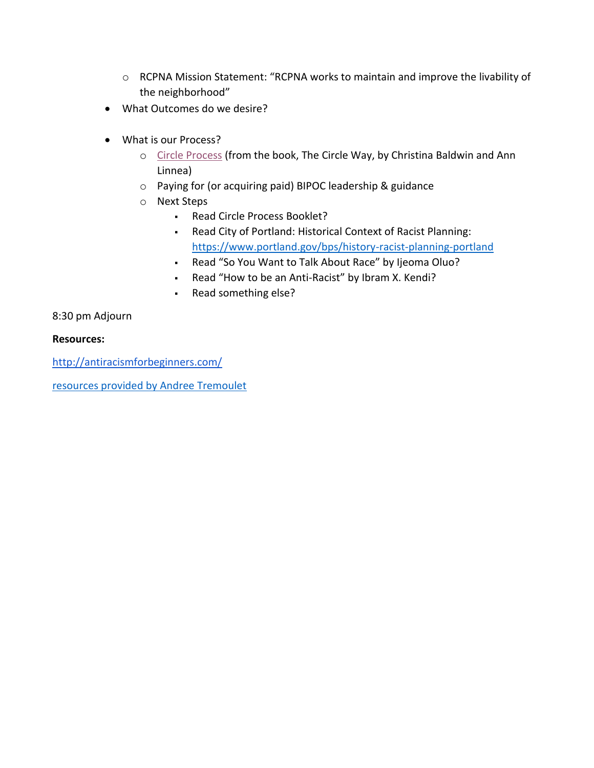- RCPNA Mission Statement: "RCPNA works to maintain and improve the livability of the neighborhood"
- What Outcomes do we desire?

- What is our Process?
    - Circle Process (from the book, The Circle Way, by Christina Baldwin and Ann Linnea)
    - Paying for (or acquiring paid) BIPOC leadership & guidance
    - Next Steps
        - Read Circle Process Booklet?
        - Read City of Portland: Historical Context of Racist Planning: https://www.portland.gov/bps/history-racist-planning-portland
        - Read "So You Want to Talk About Race" by Ijeoma Oluo?
        - Read "How to be an Anti-Racist" by Ibram X. Kendi?
        - Read something else?

8:30 pm Adjourn

**Resources:**

http://antiracismforbeginners.com/

resources provided by Andree Tremoulet